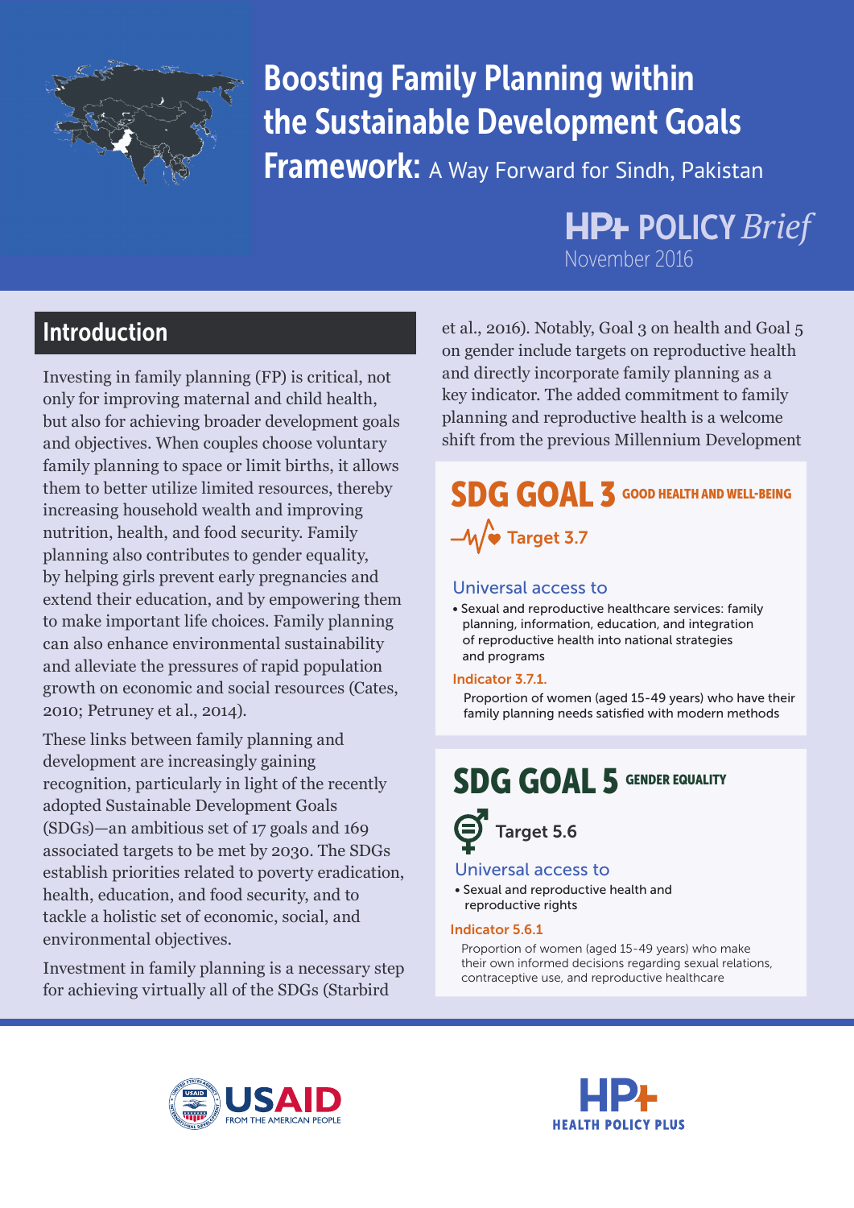# Boosting Family Planning within the Sustainable Development Goals Framework: A Way Forward for Sindh, Pakistan

**HP+ POLICY *Brief***
November 2016

## Introduction

Investing in family planning (FP) is critical, not only for improving maternal and child health, but also for achieving broader development goals and objectives. When couples choose voluntary family planning to space or limit births, it allows them to better utilize limited resources, thereby increasing household wealth and improving nutrition, health, and food security. Family planning also contributes to gender equality, by helping girls prevent early pregnancies and extend their education, and by empowering them to make important life choices. Family planning can also enhance environmental sustainability and alleviate the pressures of rapid population growth on economic and social resources (Cates, 2010; Petruney et al., 2014).

These links between family planning and development are increasingly gaining recognition, particularly in light of the recently adopted Sustainable Development Goals (SDGs)—an ambitious set of 17 goals and 169 associated targets to be met by 2030. The SDGs establish priorities related to poverty eradication, health, education, and food security, and to tackle a holistic set of economic, social, and environmental objectives.

Investment in family planning is a necessary step for achieving virtually all of the SDGs (Starbird et al., 2016). Notably, Goal 3 on health and Goal 5 on gender include targets on reproductive health and directly incorporate family planning as a key indicator. The added commitment to family planning and reproductive health is a welcome shift from the previous Millennium Development

### SDG GOAL 3 GOOD HEALTH AND WELL-BEING

**Target 3.7**

Universal access to

- Sexual and reproductive healthcare services: family planning, information, education, and integration of reproductive health into national strategies and programs

**Indicator 3.7.1.**

Proportion of women (aged 15-49 years) who have their family planning needs satisfied with modern methods

### SDG GOAL 5 GENDER EQUALITY

**Target 5.6**

Universal access to

- Sexual and reproductive health and reproductive rights

**Indicator 5.6.1**

Proportion of women (aged 15-49 years) who make their own informed decisions regarding sexual relations, contraceptive use, and reproductive healthcare

USAID FROM THE AMERICAN PEOPLE

HP+ HEALTH POLICY PLUS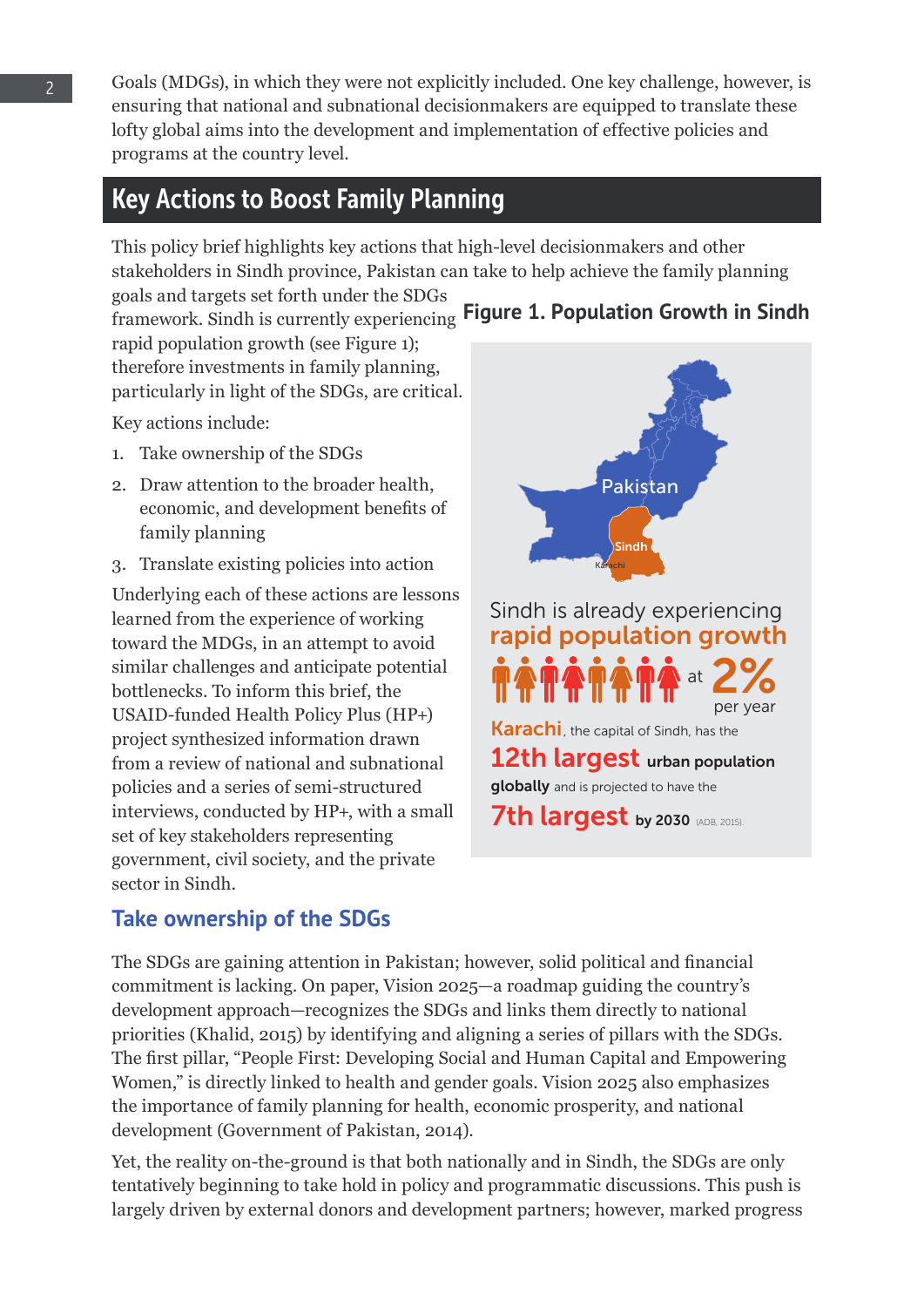Goals (MDGs), in which they were not explicitly included. One key challenge, however, is ensuring that national and subnational decisionmakers are equipped to translate these lofty global aims into the development and implementation of effective policies and programs at the country level.

## Key Actions to Boost Family Planning

This policy brief highlights key actions that high-level decisionmakers and other stakeholders in Sindh province, Pakistan can take to help achieve the family planning goals and targets set forth under the SDGs framework. Sindh is currently experiencing rapid population growth (see Figure 1); therefore investments in family planning, particularly in light of the SDGs, are critical.

Key actions include:

1. Take ownership of the SDGs
2. Draw attention to the broader health, economic, and development benefits of family planning
3. Translate existing policies into action

Underlying each of these actions are lessons learned from the experience of working toward the MDGs, in an attempt to avoid similar challenges and anticipate potential bottlenecks. To inform this brief, the USAID-funded Health Policy Plus (HP+) project synthesized information drawn from a review of national and subnational policies and a series of semi-structured interviews, conducted by HP+, with a small set of key stakeholders representing government, civil society, and the private sector in Sindh.

**Figure 1. Population Growth in Sindh**

Pakistan

Sindh

Karachi

Sindh is already experiencing **rapid population growth** at **2%** per year

**Karachi**, the capital of Sindh, has the **12th largest urban population globally** and is projected to have the **7th largest by 2030** (ADB, 2015).

### Take ownership of the SDGs

The SDGs are gaining attention in Pakistan; however, solid political and financial commitment is lacking. On paper, Vision 2025—a roadmap guiding the country's development approach—recognizes the SDGs and links them directly to national priorities (Khalid, 2015) by identifying and aligning a series of pillars with the SDGs. The first pillar, "People First: Developing Social and Human Capital and Empowering Women," is directly linked to health and gender goals. Vision 2025 also emphasizes the importance of family planning for health, economic prosperity, and national development (Government of Pakistan, 2014).

Yet, the reality on-the-ground is that both nationally and in Sindh, the SDGs are only tentatively beginning to take hold in policy and programmatic discussions. This push is largely driven by external donors and development partners; however, marked progress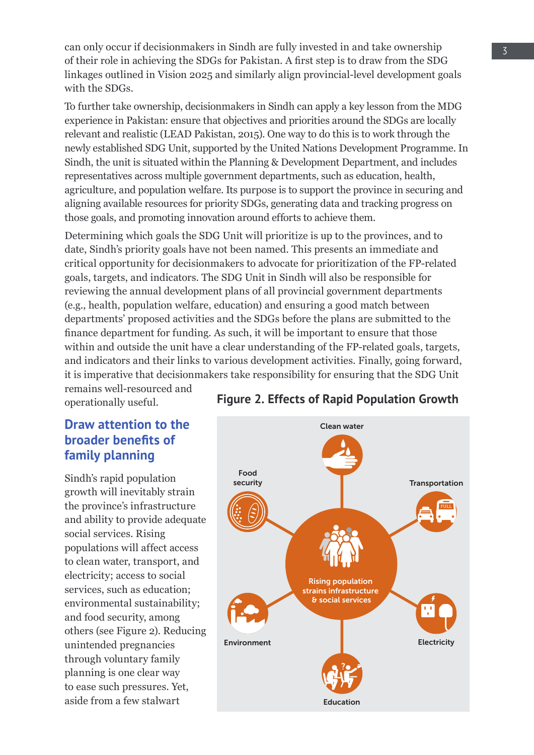can only occur if decisionmakers in Sindh are fully invested in and take ownership of their role in achieving the SDGs for Pakistan. A first step is to draw from the SDG linkages outlined in Vision 2025 and similarly align provincial-level development goals with the SDGs.

To further take ownership, decisionmakers in Sindh can apply a key lesson from the MDG experience in Pakistan: ensure that objectives and priorities around the SDGs are locally relevant and realistic (LEAD Pakistan, 2015). One way to do this is to work through the newly established SDG Unit, supported by the United Nations Development Programme. In Sindh, the unit is situated within the Planning & Development Department, and includes representatives across multiple government departments, such as education, health, agriculture, and population welfare. Its purpose is to support the province in securing and aligning available resources for priority SDGs, generating data and tracking progress on those goals, and promoting innovation around efforts to achieve them.

Determining which goals the SDG Unit will prioritize is up to the provinces, and to date, Sindh's priority goals have not been named. This presents an immediate and critical opportunity for decisionmakers to advocate for prioritization of the FP-related goals, targets, and indicators. The SDG Unit in Sindh will also be responsible for reviewing the annual development plans of all provincial government departments (e.g., health, population welfare, education) and ensuring a good match between departments' proposed activities and the SDGs before the plans are submitted to the finance department for funding. As such, it will be important to ensure that those within and outside the unit have a clear understanding of the FP-related goals, targets, and indicators and their links to various development activities. Finally, going forward, it is imperative that decisionmakers take responsibility for ensuring that the SDG Unit remains well-resourced and operationally useful.

## Draw attention to the broader benefits of family planning

Sindh's rapid population growth will inevitably strain the province's infrastructure and ability to provide adequate social services. Rising populations will affect access to clean water, transport, and electricity; access to social services, such as education; environmental sustainability; and food security, among others (see Figure 2). Reducing unintended pregnancies through voluntary family planning is one clear way to ease such pressures. Yet, aside from a few stalwart

**Figure 2. Effects of Rapid Population Growth**

Rising population strains infrastructure & social services

Clean water

Transportation

Electricity

Education

Environment

Food security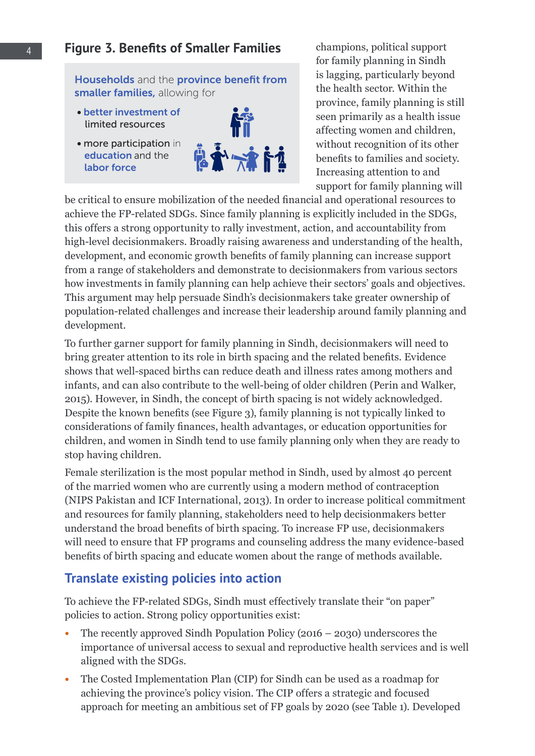## Figure 3. Benefits of Smaller Families

**Households** and the **province benefit from smaller families,** allowing for

- **better investment of** limited resources
- more participation in **education** and the **labor force**

champions, political support for family planning in Sindh is lagging, particularly beyond the health sector. Within the province, family planning is still seen primarily as a health issue affecting women and children, without recognition of its other benefits to families and society. Increasing attention to and support for family planning will be critical to ensure mobilization of the needed financial and operational resources to achieve the FP-related SDGs. Since family planning is explicitly included in the SDGs, this offers a strong opportunity to rally investment, action, and accountability from high-level decisionmakers. Broadly raising awareness and understanding of the health, development, and economic growth benefits of family planning can increase support from a range of stakeholders and demonstrate to decisionmakers from various sectors how investments in family planning can help achieve their sectors' goals and objectives. This argument may help persuade Sindh's decisionmakers take greater ownership of population-related challenges and increase their leadership around family planning and development.

To further garner support for family planning in Sindh, decisionmakers will need to bring greater attention to its role in birth spacing and the related benefits. Evidence shows that well-spaced births can reduce death and illness rates among mothers and infants, and can also contribute to the well-being of older children (Perin and Walker, 2015). However, in Sindh, the concept of birth spacing is not widely acknowledged. Despite the known benefits (see Figure 3), family planning is not typically linked to considerations of family finances, health advantages, or education opportunities for children, and women in Sindh tend to use family planning only when they are ready to stop having children.

Female sterilization is the most popular method in Sindh, used by almost 40 percent of the married women who are currently using a modern method of contraception (NIPS Pakistan and ICF International, 2013). In order to increase political commitment and resources for family planning, stakeholders need to help decisionmakers better understand the broad benefits of birth spacing. To increase FP use, decisionmakers will need to ensure that FP programs and counseling address the many evidence-based benefits of birth spacing and educate women about the range of methods available.

## Translate existing policies into action

To achieve the FP-related SDGs, Sindh must effectively translate their "on paper" policies to action. Strong policy opportunities exist:

- The recently approved Sindh Population Policy (2016 – 2030) underscores the importance of universal access to sexual and reproductive health services and is well aligned with the SDGs.
- The Costed Implementation Plan (CIP) for Sindh can be used as a roadmap for achieving the province's policy vision. The CIP offers a strategic and focused approach for meeting an ambitious set of FP goals by 2020 (see Table 1). Developed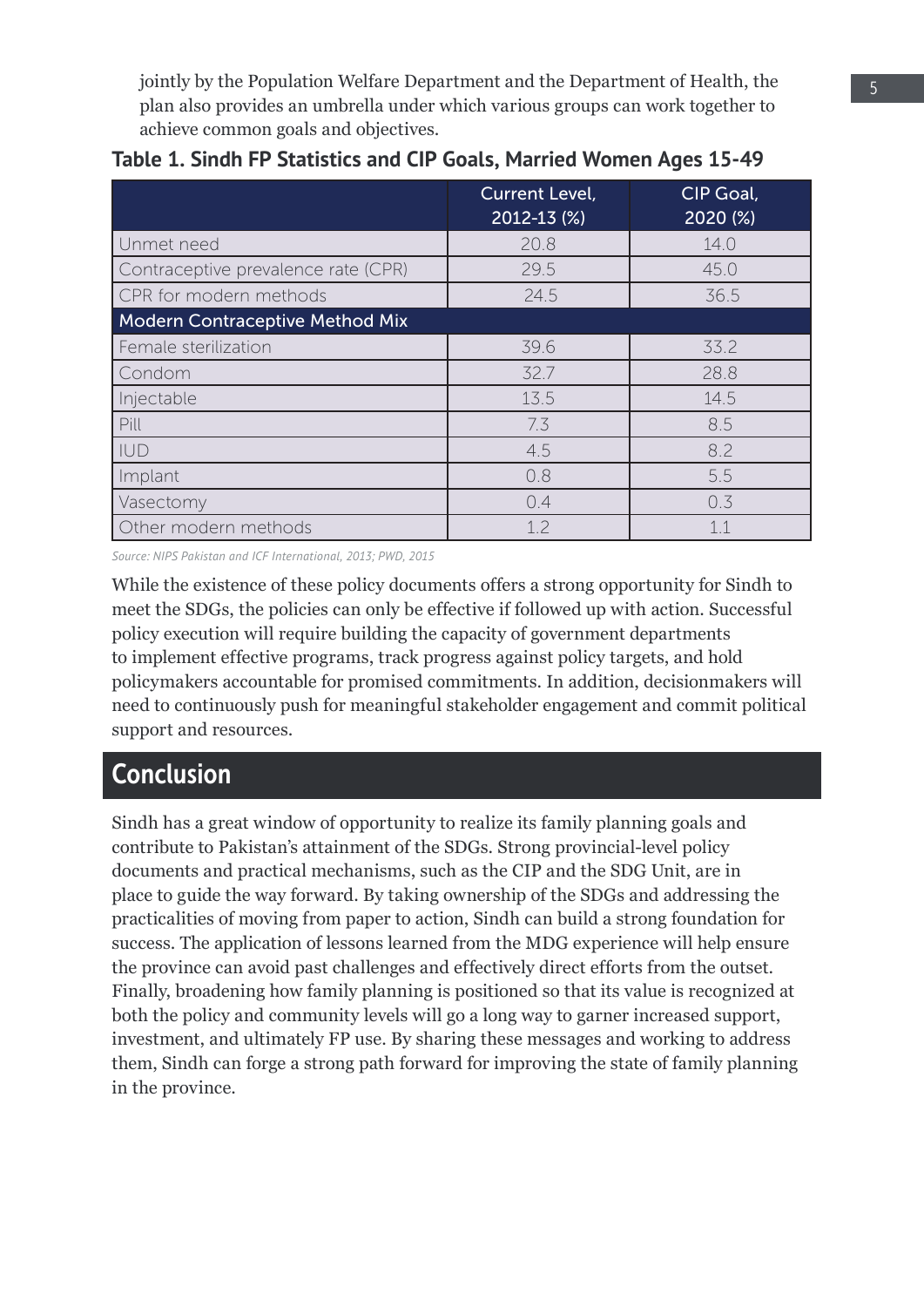jointly by the Population Welfare Department and the Department of Health, the plan also provides an umbrella under which various groups can work together to achieve common goals and objectives.

**Table 1. Sindh FP Statistics and CIP Goals, Married Women Ages 15-49**

| | Current Level, 2012-13 (%) | CIP Goal, 2020 (%) |
|---|---|---|
| Unmet need | 20.8 | 14.0 |
| Contraceptive prevalence rate (CPR) | 29.5 | 45.0 |
| CPR for modern methods | 24.5 | 36.5 |
| **Modern Contraceptive Method Mix** | | |
| Female sterilization | 39.6 | 33.2 |
| Condom | 32.7 | 28.8 |
| Injectable | 13.5 | 14.5 |
| Pill | 7.3 | 8.5 |
| IUD | 4.5 | 8.2 |
| Implant | 0.8 | 5.5 |
| Vasectomy | 0.4 | 0.3 |
| Other modern methods | 1.2 | 1.1 |

*Source: NIPS Pakistan and ICF International, 2013; PWD, 2015*

While the existence of these policy documents offers a strong opportunity for Sindh to meet the SDGs, the policies can only be effective if followed up with action. Successful policy execution will require building the capacity of government departments to implement effective programs, track progress against policy targets, and hold policymakers accountable for promised commitments. In addition, decisionmakers will need to continuously push for meaningful stakeholder engagement and commit political support and resources.

## Conclusion

Sindh has a great window of opportunity to realize its family planning goals and contribute to Pakistan's attainment of the SDGs. Strong provincial-level policy documents and practical mechanisms, such as the CIP and the SDG Unit, are in place to guide the way forward. By taking ownership of the SDGs and addressing the practicalities of moving from paper to action, Sindh can build a strong foundation for success. The application of lessons learned from the MDG experience will help ensure the province can avoid past challenges and effectively direct efforts from the outset. Finally, broadening how family planning is positioned so that its value is recognized at both the policy and community levels will go a long way to garner increased support, investment, and ultimately FP use. By sharing these messages and working to address them, Sindh can forge a strong path forward for improving the state of family planning in the province.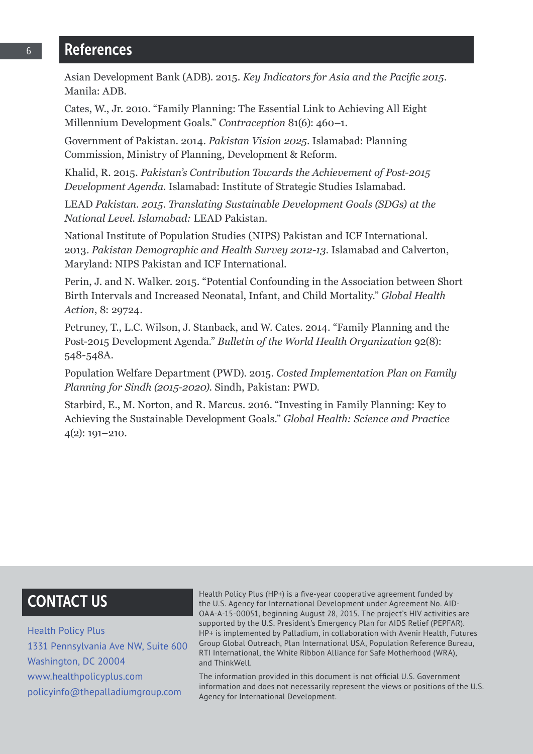## References

Asian Development Bank (ADB). 2015. *Key Indicators for Asia and the Pacific 2015*. Manila: ADB.

Cates, W., Jr. 2010. "Family Planning: The Essential Link to Achieving All Eight Millennium Development Goals." *Contraception* 81(6): 460–1.

Government of Pakistan. 2014. *Pakistan Vision 2025*. Islamabad: Planning Commission, Ministry of Planning, Development & Reform.

Khalid, R. 2015. *Pakistan's Contribution Towards the Achievement of Post-2015 Development Agenda.* Islamabad: Institute of Strategic Studies Islamabad.

LEAD *Pakistan. 2015. Translating Sustainable Development Goals (SDGs) at the National Level. Islamabad:* LEAD Pakistan.

National Institute of Population Studies (NIPS) Pakistan and ICF International. 2013. *Pakistan Demographic and Health Survey 2012-13*. Islamabad and Calverton, Maryland: NIPS Pakistan and ICF International.

Perin, J. and N. Walker. 2015. "Potential Confounding in the Association between Short Birth Intervals and Increased Neonatal, Infant, and Child Mortality." *Global Health Action*, 8: 29724.

Petruney, T., L.C. Wilson, J. Stanback, and W. Cates. 2014. "Family Planning and the Post-2015 Development Agenda." *Bulletin of the World Health Organization* 92(8): 548-548A.

Population Welfare Department (PWD). 2015. *Costed Implementation Plan on Family Planning for Sindh (2015-2020).* Sindh, Pakistan: PWD.

Starbird, E., M. Norton, and R. Marcus. 2016. "Investing in Family Planning: Key to Achieving the Sustainable Development Goals." *Global Health: Science and Practice* 4(2): 191–210.

## CONTACT US

Health Policy Plus
1331 Pennsylvania Ave NW, Suite 600
Washington, DC 20004
www.healthpolicyplus.com
policyinfo@thepalladiumgroup.com

Health Policy Plus (HP+) is a five-year cooperative agreement funded by the U.S. Agency for International Development under Agreement No. AID-OAA-A-15-00051, beginning August 28, 2015. The project's HIV activities are supported by the U.S. President's Emergency Plan for AIDS Relief (PEPFAR). HP+ is implemented by Palladium, in collaboration with Avenir Health, Futures Group Global Outreach, Plan International USA, Population Reference Bureau, RTI International, the White Ribbon Alliance for Safe Motherhood (WRA), and ThinkWell.

The information provided in this document is not official U.S. Government information and does not necessarily represent the views or positions of the U.S. Agency for International Development.